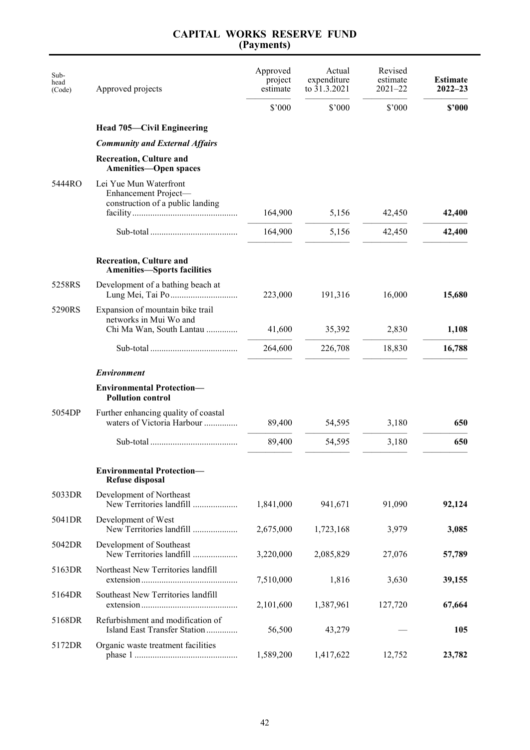# CAPITAL WORKS RESERVE FUND
## (Payments)

| Sub-head (Code) | Approved projects | Approved project estimate | Actual expenditure to 31.3.2021 | Revised estimate 2021–22 | **Estimate 2022–23** |
|---|---|---|---|---|---|
| | | $'000 | $'000 | $'000 | **$'000** |
| | **Head 705—Civil Engineering** | | | | |
| | ***Community and External Affairs*** | | | | |
| | **Recreation, Culture and Amenities—Open spaces** | | | | |
| 5444RO | Lei Yue Mun Waterfront Enhancement Project—construction of a public landing facility | 164,900 | 5,156 | 42,450 | **42,400** |
| | Sub-total | 164,900 | 5,156 | 42,450 | **42,400** |
| | **Recreation, Culture and Amenities—Sports facilities** | | | | |
| 5258RS | Development of a bathing beach at Lung Mei, Tai Po | 223,000 | 191,316 | 16,000 | **15,680** |
| 5290RS | Expansion of mountain bike trail networks in Mui Wo and Chi Ma Wan, South Lantau | 41,600 | 35,392 | 2,830 | **1,108** |
| | Sub-total | 264,600 | 226,708 | 18,830 | **16,788** |
| | ***Environment*** | | | | |
| | **Environmental Protection—Pollution control** | | | | |
| 5054DP | Further enhancing quality of coastal waters of Victoria Harbour | 89,400 | 54,595 | 3,180 | **650** |
| | Sub-total | 89,400 | 54,595 | 3,180 | **650** |
| | **Environmental Protection—Refuse disposal** | | | | |
| 5033DR | Development of Northeast New Territories landfill | 1,841,000 | 941,671 | 91,090 | **92,124** |
| 5041DR | Development of West New Territories landfill | 2,675,000 | 1,723,168 | 3,979 | **3,085** |
| 5042DR | Development of Southeast New Territories landfill | 3,220,000 | 2,085,829 | 27,076 | **57,789** |
| 5163DR | Northeast New Territories landfill extension | 7,510,000 | 1,816 | 3,630 | **39,155** |
| 5164DR | Southeast New Territories landfill extension | 2,101,600 | 1,387,961 | 127,720 | **67,664** |
| 5168DR | Refurbishment and modification of Island East Transfer Station | 56,500 | 43,279 | — | **105** |
| 5172DR | Organic waste treatment facilities phase 1 | 1,589,200 | 1,417,622 | 12,752 | **23,782** |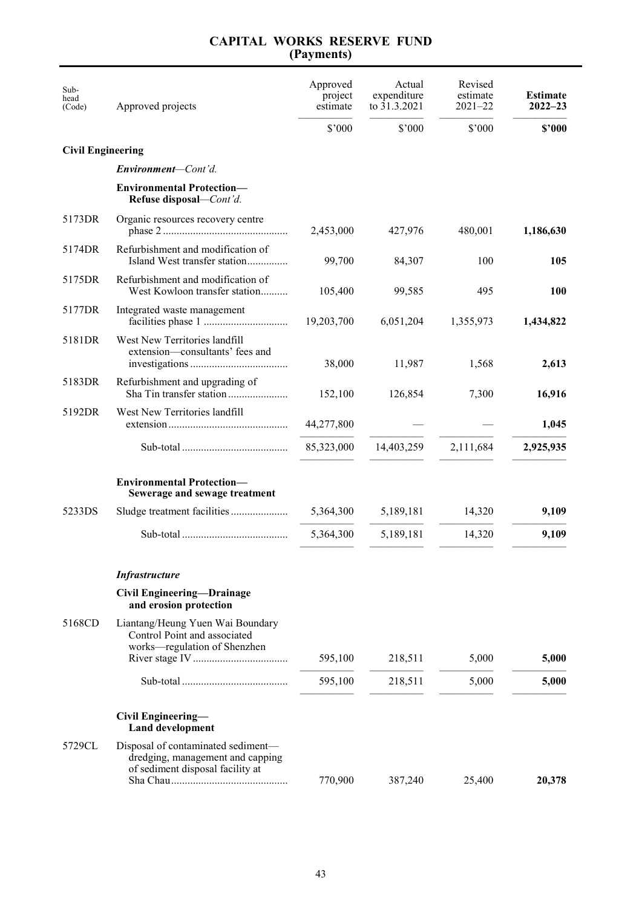# CAPITAL WORKS RESERVE FUND (Payments)

| Sub-head (Code) | Approved projects | Approved project estimate | Actual expenditure to 31.3.2021 | Revised estimate 2021–22 | **Estimate 2022–23** |
|---|---|---|---|---|---|
| | | $'000 | $'000 | $'000 | **$'000** |
| **Civil Engineering** | | | | | |
| | ***Environment***—*Cont'd.* | | | | |
| | **Environmental Protection— Refuse disposal**—*Cont'd.* | | | | |
| 5173DR | Organic resources recovery centre phase 2 | 2,453,000 | 427,976 | 480,001 | **1,186,630** |
| 5174DR | Refurbishment and modification of Island West transfer station | 99,700 | 84,307 | 100 | **105** |
| 5175DR | Refurbishment and modification of West Kowloon transfer station | 105,400 | 99,585 | 495 | **100** |
| 5177DR | Integrated waste management facilities phase 1 | 19,203,700 | 6,051,204 | 1,355,973 | **1,434,822** |
| 5181DR | West New Territories landfill extension—consultants' fees and investigations | 38,000 | 11,987 | 1,568 | **2,613** |
| 5183DR | Refurbishment and upgrading of Sha Tin transfer station | 152,100 | 126,854 | 7,300 | **16,916** |
| 5192DR | West New Territories landfill extension | 44,277,800 | — | — | **1,045** |
| | Sub-total | 85,323,000 | 14,403,259 | 2,111,684 | **2,925,935** |
| | **Environmental Protection— Sewerage and sewage treatment** | | | | |
| 5233DS | Sludge treatment facilities | 5,364,300 | 5,189,181 | 14,320 | **9,109** |
| | Sub-total | 5,364,300 | 5,189,181 | 14,320 | **9,109** |
| | ***Infrastructure*** | | | | |
| | **Civil Engineering—Drainage and erosion protection** | | | | |
| 5168CD | Liantang/Heung Yuen Wai Boundary Control Point and associated works—regulation of Shenzhen River stage IV | 595,100 | 218,511 | 5,000 | **5,000** |
| | Sub-total | 595,100 | 218,511 | 5,000 | **5,000** |
| | **Civil Engineering— Land development** | | | | |
| 5729CL | Disposal of contaminated sediment—dredging, management and capping of sediment disposal facility at Sha Chau | 770,900 | 387,240 | 25,400 | **20,378** |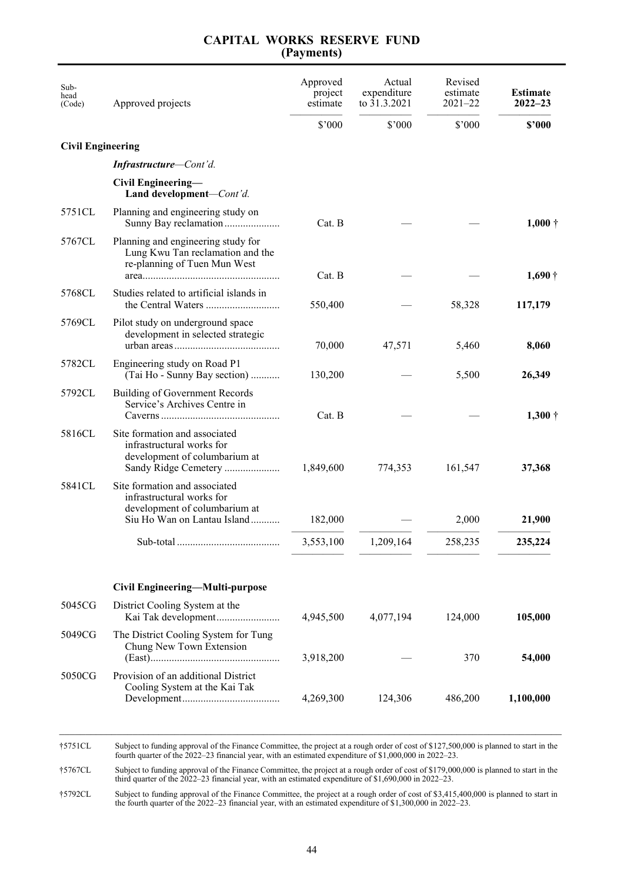# CAPITAL WORKS RESERVE FUND
## (Payments)

| Sub-head (Code) | Approved projects | Approved project estimate | Actual expenditure to 31.3.2021 | Revised estimate 2021–22 | **Estimate 2022–23** |
|---|---|---|---|---|---|
| | | $'000 | $'000 | $'000 | **$'000** |
| **Civil Engineering** | | | | | |
| | ***Infrastructure**—Cont'd.* | | | | |
| | **Civil Engineering— Land development**—*Cont'd.* | | | | |
| 5751CL | Planning and engineering study on Sunny Bay reclamation | Cat. B | — | — | **1,000 †** |
| 5767CL | Planning and engineering study for Lung Kwu Tan reclamation and the re-planning of Tuen Mun West area | Cat. B | — | — | **1,690 †** |
| 5768CL | Studies related to artificial islands in the Central Waters | 550,400 | — | 58,328 | **117,179** |
| 5769CL | Pilot study on underground space development in selected strategic urban areas | 70,000 | 47,571 | 5,460 | **8,060** |
| 5782CL | Engineering study on Road P1 (Tai Ho - Sunny Bay section) | 130,200 | — | 5,500 | **26,349** |
| 5792CL | Building of Government Records Service's Archives Centre in Caverns | Cat. B | — | — | **1,300 †** |
| 5816CL | Site formation and associated infrastructural works for development of columbarium at Sandy Ridge Cemetery | 1,849,600 | 774,353 | 161,547 | **37,368** |
| 5841CL | Site formation and associated infrastructural works for development of columbarium at Siu Ho Wan on Lantau Island | 182,000 | — | 2,000 | **21,900** |
| | Sub-total | 3,553,100 | 1,209,164 | 258,235 | **235,224** |
| | **Civil Engineering—Multi-purpose** | | | | |
| 5045CG | District Cooling System at the Kai Tak development | 4,945,500 | 4,077,194 | 124,000 | **105,000** |
| 5049CG | The District Cooling System for Tung Chung New Town Extension (East) | 3,918,200 | — | 370 | **54,000** |
| 5050CG | Provision of an additional District Cooling System at the Kai Tak Development | 4,269,300 | 124,306 | 486,200 | **1,100,000** |

†5751CL Subject to funding approval of the Finance Committee, the project at a rough order of cost of $127,500,000 is planned to start in the fourth quarter of the 2022–23 financial year, with an estimated expenditure of $1,000,000 in 2022–23.

†5767CL Subject to funding approval of the Finance Committee, the project at a rough order of cost of $179,000,000 is planned to start in the third quarter of the 2022–23 financial year, with an estimated expenditure of $1,690,000 in 2022–23.

†5792CL Subject to funding approval of the Finance Committee, the project at a rough order of cost of $3,415,400,000 is planned to start in the fourth quarter of the 2022–23 financial year, with an estimated expenditure of $1,300,000 in 2022–23.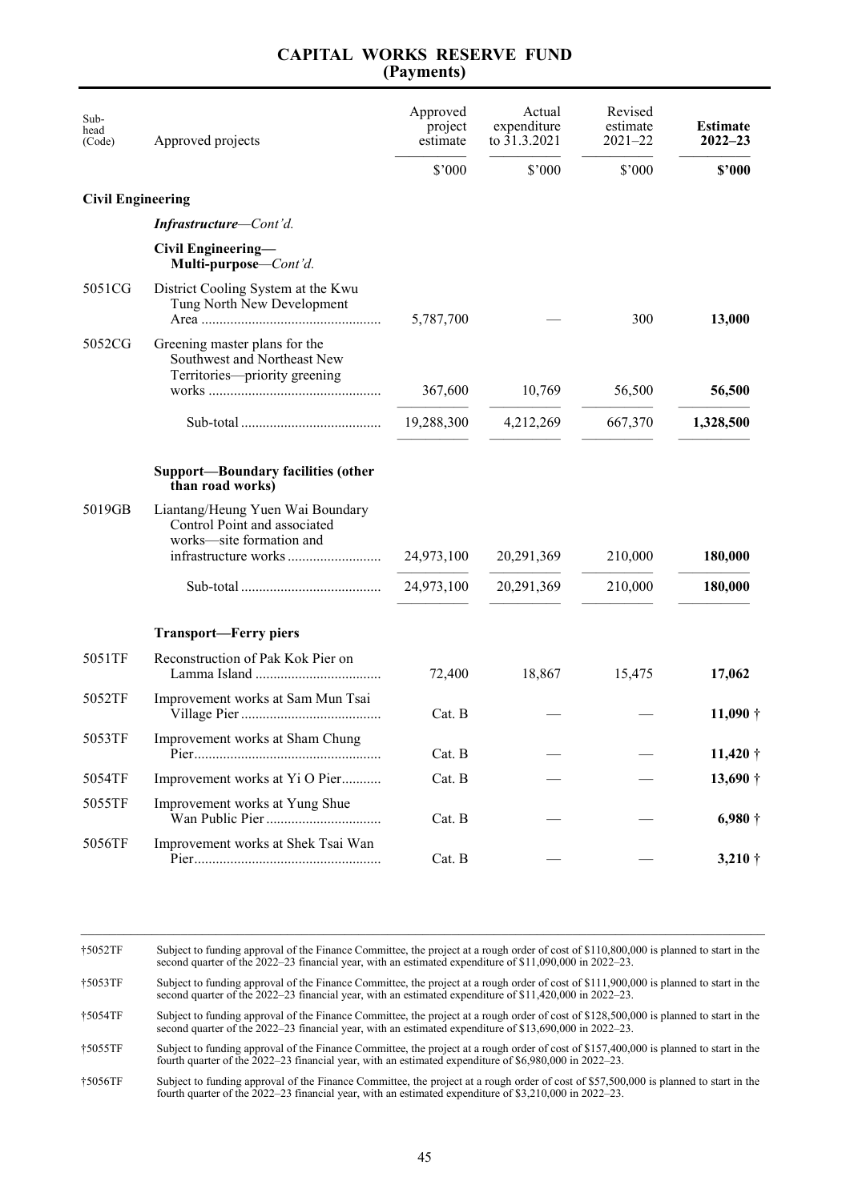# CAPITAL WORKS RESERVE FUND
## (Payments)

| Sub-head (Code) | Approved projects | Approved project estimate | Actual expenditure to 31.3.2021 | Revised estimate 2021–22 | **Estimate 2022–23** |
|---|---|---|---|---|---|
| | | $'000 | $'000 | $'000 | **$'000** |
| **Civil Engineering** | | | | | |
| | ***Infrastructure**—Cont'd.* | | | | |
| | **Civil Engineering—Multi-purpose**—*Cont'd.* | | | | |
| 5051CG | District Cooling System at the Kwu Tung North New Development Area | 5,787,700 | — | 300 | **13,000** |
| 5052CG | Greening master plans for the Southwest and Northeast New Territories—priority greening works | 367,600 | 10,769 | 56,500 | **56,500** |
| | Sub-total | 19,288,300 | 4,212,269 | 667,370 | **1,328,500** |
| | **Support—Boundary facilities (other than road works)** | | | | |
| 5019GB | Liantang/Heung Yuen Wai Boundary Control Point and associated works—site formation and infrastructure works | 24,973,100 | 20,291,369 | 210,000 | **180,000** |
| | Sub-total | 24,973,100 | 20,291,369 | 210,000 | **180,000** |
| | **Transport—Ferry piers** | | | | |
| 5051TF | Reconstruction of Pak Kok Pier on Lamma Island | 72,400 | 18,867 | 15,475 | **17,062** |
| 5052TF | Improvement works at Sam Mun Tsai Village Pier | Cat. B | — | — | **11,090 †** |
| 5053TF | Improvement works at Sham Chung Pier | Cat. B | — | — | **11,420 †** |
| 5054TF | Improvement works at Yi O Pier | Cat. B | — | — | **13,690 †** |
| 5055TF | Improvement works at Yung Shue Wan Public Pier | Cat. B | — | — | **6,980 †** |
| 5056TF | Improvement works at Shek Tsai Wan Pier | Cat. B | — | — | **3,210 †** |

†5052TF Subject to funding approval of the Finance Committee, the project at a rough order of cost of $110,800,000 is planned to start in the second quarter of the 2022–23 financial year, with an estimated expenditure of $11,090,000 in 2022–23.

†5053TF Subject to funding approval of the Finance Committee, the project at a rough order of cost of $111,900,000 is planned to start in the second quarter of the 2022–23 financial year, with an estimated expenditure of $11,420,000 in 2022–23.

†5054TF Subject to funding approval of the Finance Committee, the project at a rough order of cost of $128,500,000 is planned to start in the second quarter of the 2022–23 financial year, with an estimated expenditure of $13,690,000 in 2022–23.

†5055TF Subject to funding approval of the Finance Committee, the project at a rough order of cost of $157,400,000 is planned to start in the fourth quarter of the 2022–23 financial year, with an estimated expenditure of $6,980,000 in 2022–23.

†5056TF Subject to funding approval of the Finance Committee, the project at a rough order of cost of $57,500,000 is planned to start in the fourth quarter of the 2022–23 financial year, with an estimated expenditure of $3,210,000 in 2022–23.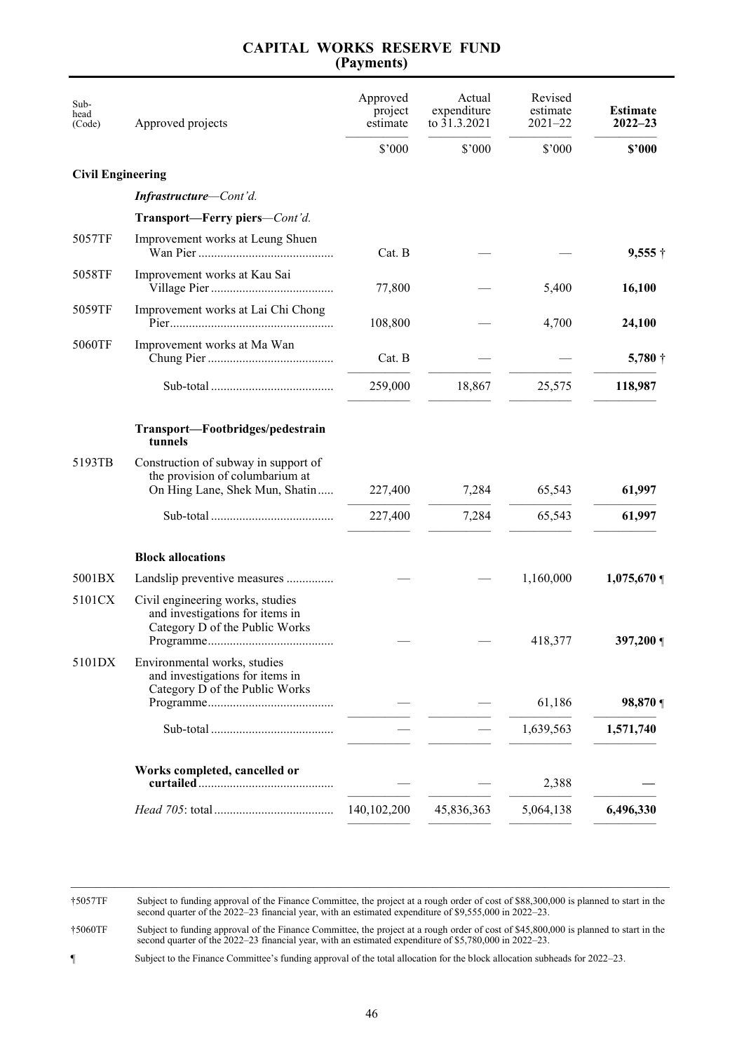# CAPITAL WORKS RESERVE FUND
## (Payments)

| Sub-head (Code) | Approved projects | Approved project estimate | Actual expenditure to 31.3.2021 | Revised estimate 2021–22 | **Estimate 2022–23** |
|---|---|---|---|---|---|
| | | $'000 | $'000 | $'000 | **$'000** |
| **Civil Engineering** | | | | | |
| | ***Infrastructure**—Cont'd.* | | | | |
| | **Transport—Ferry piers**—*Cont'd.* | | | | |
| 5057TF | Improvement works at Leung Shuen Wan Pier | Cat. B | — | — | **9,555** † |
| 5058TF | Improvement works at Kau Sai Village Pier | 77,800 | — | 5,400 | **16,100** |
| 5059TF | Improvement works at Lai Chi Chong Pier | 108,800 | — | 4,700 | **24,100** |
| 5060TF | Improvement works at Ma Wan Chung Pier | Cat. B | — | — | **5,780** † |
| | Sub-total | 259,000 | 18,867 | 25,575 | **118,987** |
| | **Transport—Footbridges/pedestrain tunnels** | | | | |
| 5193TB | Construction of subway in support of the provision of columbarium at On Hing Lane, Shek Mun, Shatin | 227,400 | 7,284 | 65,543 | **61,997** |
| | Sub-total | 227,400 | 7,284 | 65,543 | **61,997** |
| | **Block allocations** | | | | |
| 5001BX | Landslip preventive measures | — | — | 1,160,000 | **1,075,670** ¶ |
| 5101CX | Civil engineering works, studies and investigations for items in Category D of the Public Works Programme | — | — | 418,377 | **397,200** ¶ |
| 5101DX | Environmental works, studies and investigations for items in Category D of the Public Works Programme | — | — | 61,186 | **98,870** ¶ |
| | Sub-total | — | — | 1,639,563 | **1,571,740** |
| | **Works completed, cancelled or curtailed** | — | — | 2,388 | **—** |
| | *Head 705*: total | 140,102,200 | 45,836,363 | 5,064,138 | **6,496,330** |

†5057TF Subject to funding approval of the Finance Committee, the project at a rough order of cost of $88,300,000 is planned to start in the second quarter of the 2022–23 financial year, with an estimated expenditure of $9,555,000 in 2022–23.

†5060TF Subject to funding approval of the Finance Committee, the project at a rough order of cost of $45,800,000 is planned to start in the second quarter of the 2022–23 financial year, with an estimated expenditure of $5,780,000 in 2022–23.

¶ Subject to the Finance Committee's funding approval of the total allocation for the block allocation subheads for 2022–23.